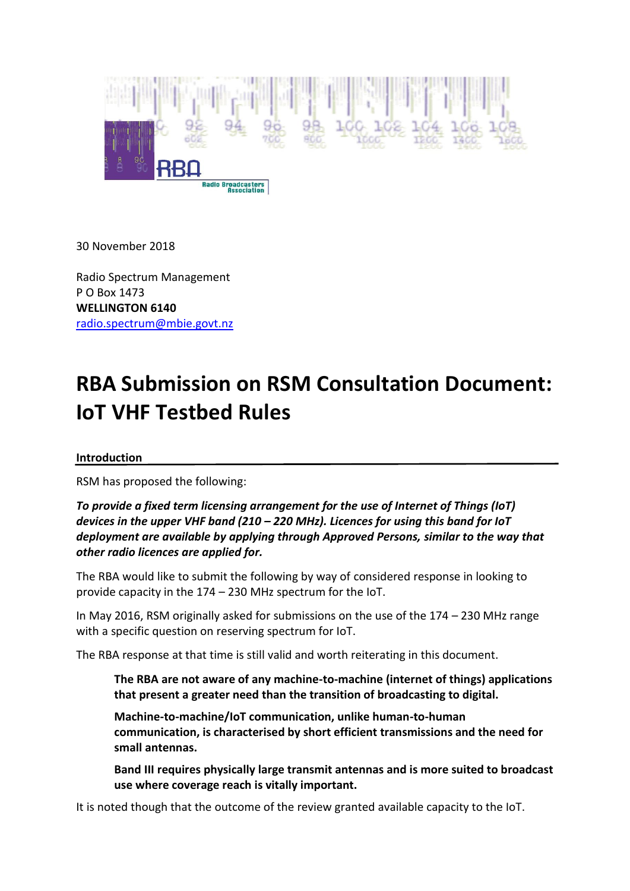30 November 2018

Radio Spectrum Management
P O Box 1473
**WELLINGTON 6140**
radio.spectrum@mbie.govt.nz

# RBA Submission on RSM Consultation Document: IoT VHF Testbed Rules

## Introduction

RSM has proposed the following:

***To provide a fixed term licensing arrangement for the use of Internet of Things (IoT) devices in the upper VHF band (210 – 220 MHz). Licences for using this band for IoT deployment are available by applying through Approved Persons, similar to the way that other radio licences are applied for.***

The RBA would like to submit the following by way of considered response in looking to provide capacity in the 174 – 230 MHz spectrum for the IoT.

In May 2016, RSM originally asked for submissions on the use of the 174 – 230 MHz range with a specific question on reserving spectrum for IoT.

The RBA response at that time is still valid and worth reiterating in this document.

> **The RBA are not aware of any machine-to-machine (internet of things) applications that present a greater need than the transition of broadcasting to digital.**
>
> **Machine-to-machine/IoT communication, unlike human-to-human communication, is characterised by short efficient transmissions and the need for small antennas.**
>
> **Band III requires physically large transmit antennas and is more suited to broadcast use where coverage reach is vitally important.**

It is noted though that the outcome of the review granted available capacity to the IoT.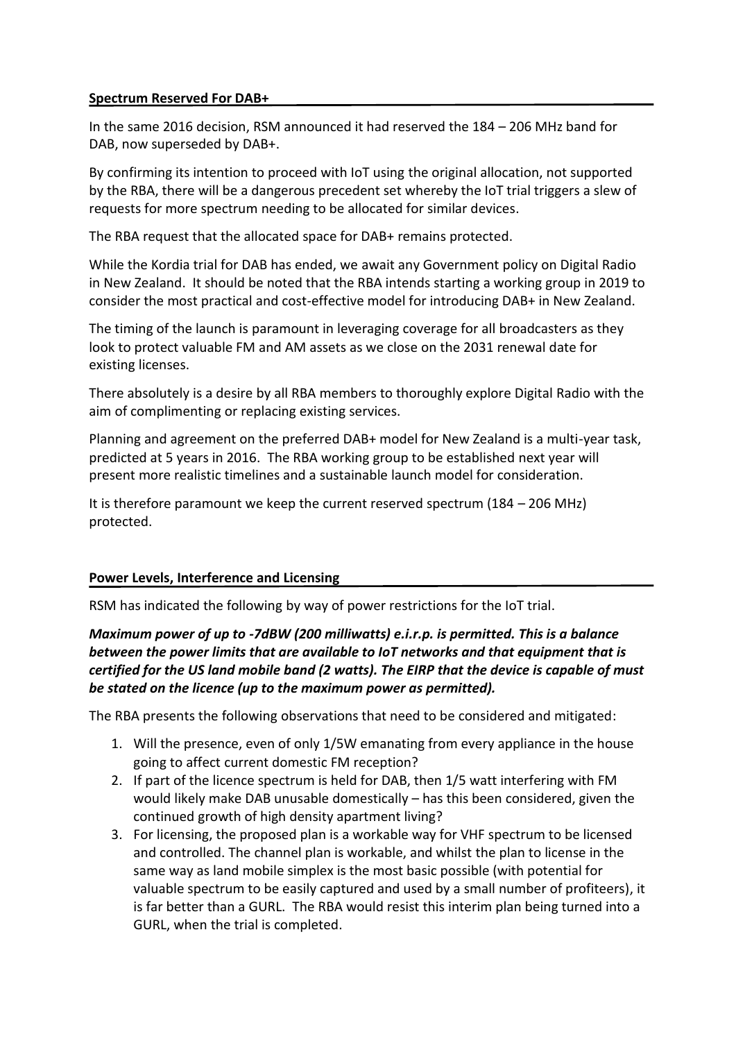## Spectrum Reserved For DAB+

In the same 2016 decision, RSM announced it had reserved the 184 – 206 MHz band for DAB, now superseded by DAB+.

By confirming its intention to proceed with IoT using the original allocation, not supported by the RBA, there will be a dangerous precedent set whereby the IoT trial triggers a slew of requests for more spectrum needing to be allocated for similar devices.

The RBA request that the allocated space for DAB+ remains protected.

While the Kordia trial for DAB has ended, we await any Government policy on Digital Radio in New Zealand. It should be noted that the RBA intends starting a working group in 2019 to consider the most practical and cost-effective model for introducing DAB+ in New Zealand.

The timing of the launch is paramount in leveraging coverage for all broadcasters as they look to protect valuable FM and AM assets as we close on the 2031 renewal date for existing licenses.

There absolutely is a desire by all RBA members to thoroughly explore Digital Radio with the aim of complimenting or replacing existing services.

Planning and agreement on the preferred DAB+ model for New Zealand is a multi-year task, predicted at 5 years in 2016. The RBA working group to be established next year will present more realistic timelines and a sustainable launch model for consideration.

It is therefore paramount we keep the current reserved spectrum (184 – 206 MHz) protected.

## Power Levels, Interference and Licensing

RSM has indicated the following by way of power restrictions for the IoT trial.

***Maximum power of up to -7dBW (200 milliwatts) e.i.r.p. is permitted. This is a balance between the power limits that are available to IoT networks and that equipment that is certified for the US land mobile band (2 watts). The EIRP that the device is capable of must be stated on the licence (up to the maximum power as permitted).***

The RBA presents the following observations that need to be considered and mitigated:

1. Will the presence, even of only 1/5W emanating from every appliance in the house going to affect current domestic FM reception?
2. If part of the licence spectrum is held for DAB, then 1/5 watt interfering with FM would likely make DAB unusable domestically – has this been considered, given the continued growth of high density apartment living?
3. For licensing, the proposed plan is a workable way for VHF spectrum to be licensed and controlled. The channel plan is workable, and whilst the plan to license in the same way as land mobile simplex is the most basic possible (with potential for valuable spectrum to be easily captured and used by a small number of profiteers), it is far better than a GURL. The RBA would resist this interim plan being turned into a GURL, when the trial is completed.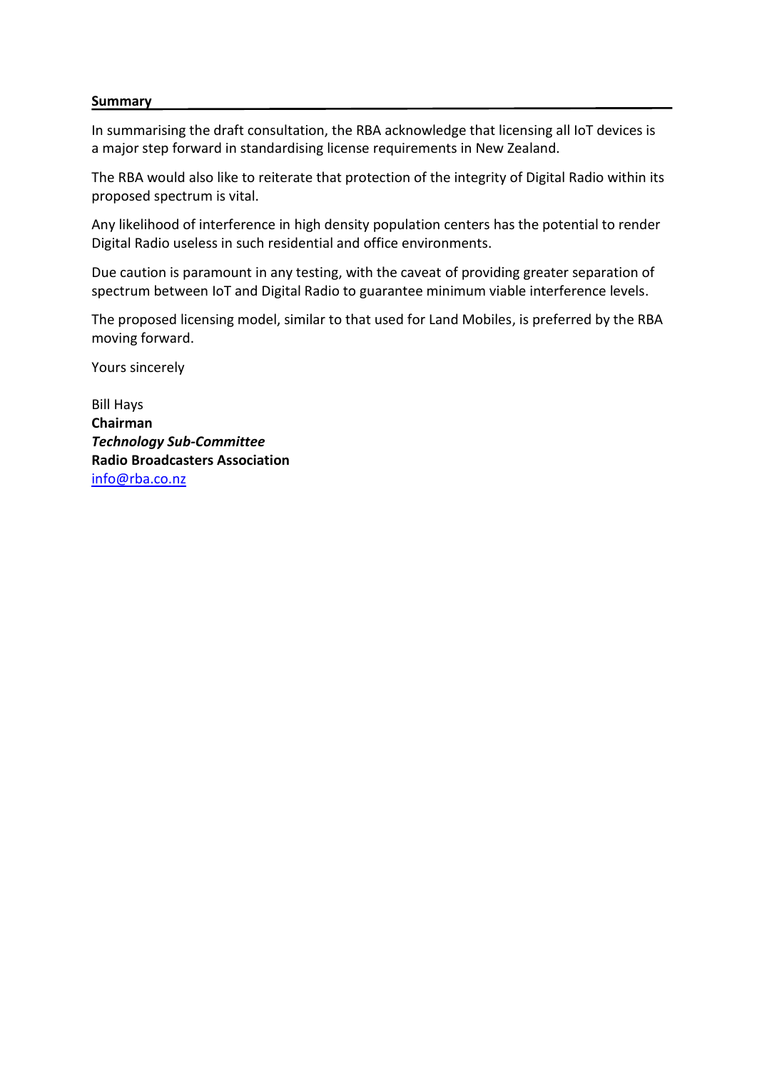**Summary**

In summarising the draft consultation, the RBA acknowledge that licensing all IoT devices is a major step forward in standardising license requirements in New Zealand.

The RBA would also like to reiterate that protection of the integrity of Digital Radio within its proposed spectrum is vital.

Any likelihood of interference in high density population centers has the potential to render Digital Radio useless in such residential and office environments.

Due caution is paramount in any testing, with the caveat of providing greater separation of spectrum between IoT and Digital Radio to guarantee minimum viable interference levels.

The proposed licensing model, similar to that used for Land Mobiles, is preferred by the RBA moving forward.

Yours sincerely

Bill Hays
**Chairman**
***Technology Sub-Committee***
**Radio Broadcasters Association**
info@rba.co.nz